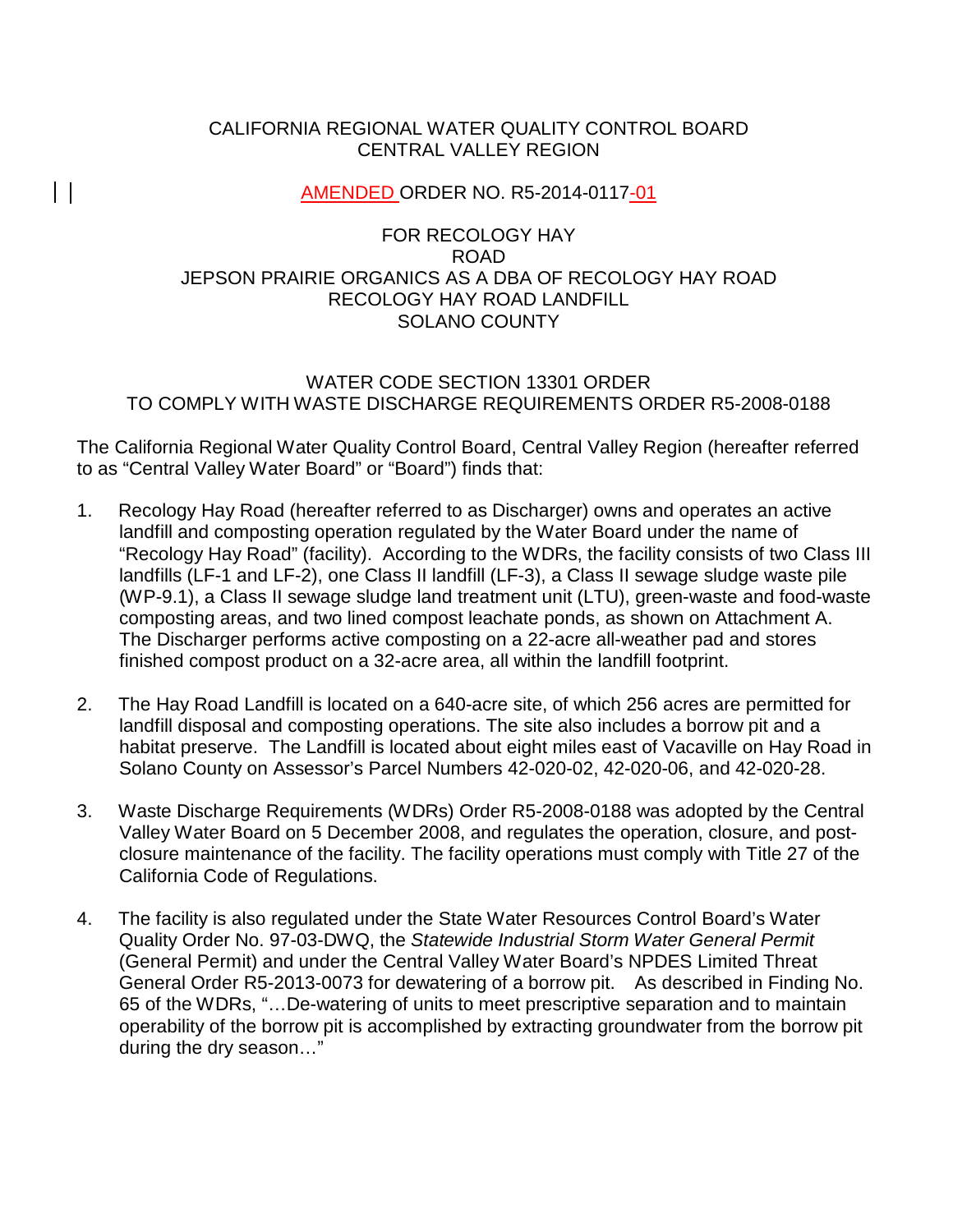CALIFORNIA REGIONAL WATER QUALITY CONTROL BOARD
CENTRAL VALLEY REGION

AMENDED ORDER NO. R5-2014-0117-01

FOR RECOLOGY HAY ROAD
JEPSON PRAIRIE ORGANICS AS A DBA OF RECOLOGY HAY ROAD
RECOLOGY HAY ROAD LANDFILL
SOLANO COUNTY

WATER CODE SECTION 13301 ORDER
TO COMPLY WITH WASTE DISCHARGE REQUIREMENTS ORDER R5-2008-0188

The California Regional Water Quality Control Board, Central Valley Region (hereafter referred to as "Central Valley Water Board" or "Board") finds that:

1. Recology Hay Road (hereafter referred to as Discharger) owns and operates an active landfill and composting operation regulated by the Water Board under the name of "Recology Hay Road" (facility). According to the WDRs, the facility consists of two Class III landfills (LF-1 and LF-2), one Class II landfill (LF-3), a Class II sewage sludge waste pile (WP-9.1), a Class II sewage sludge land treatment unit (LTU), green-waste and food-waste composting areas, and two lined compost leachate ponds, as shown on Attachment A. The Discharger performs active composting on a 22-acre all-weather pad and stores finished compost product on a 32-acre area, all within the landfill footprint.

2. The Hay Road Landfill is located on a 640-acre site, of which 256 acres are permitted for landfill disposal and composting operations. The site also includes a borrow pit and a habitat preserve. The Landfill is located about eight miles east of Vacaville on Hay Road in Solano County on Assessor's Parcel Numbers 42-020-02, 42-020-06, and 42-020-28.

3. Waste Discharge Requirements (WDRs) Order R5-2008-0188 was adopted by the Central Valley Water Board on 5 December 2008, and regulates the operation, closure, and post-closure maintenance of the facility. The facility operations must comply with Title 27 of the California Code of Regulations.

4. The facility is also regulated under the State Water Resources Control Board's Water Quality Order No. 97-03-DWQ, the *Statewide Industrial Storm Water General Permit* (General Permit) and under the Central Valley Water Board's NPDES Limited Threat General Order R5-2013-0073 for dewatering of a borrow pit. As described in Finding No. 65 of the WDRs, "…De-watering of units to meet prescriptive separation and to maintain operability of the borrow pit is accomplished by extracting groundwater from the borrow pit during the dry season…"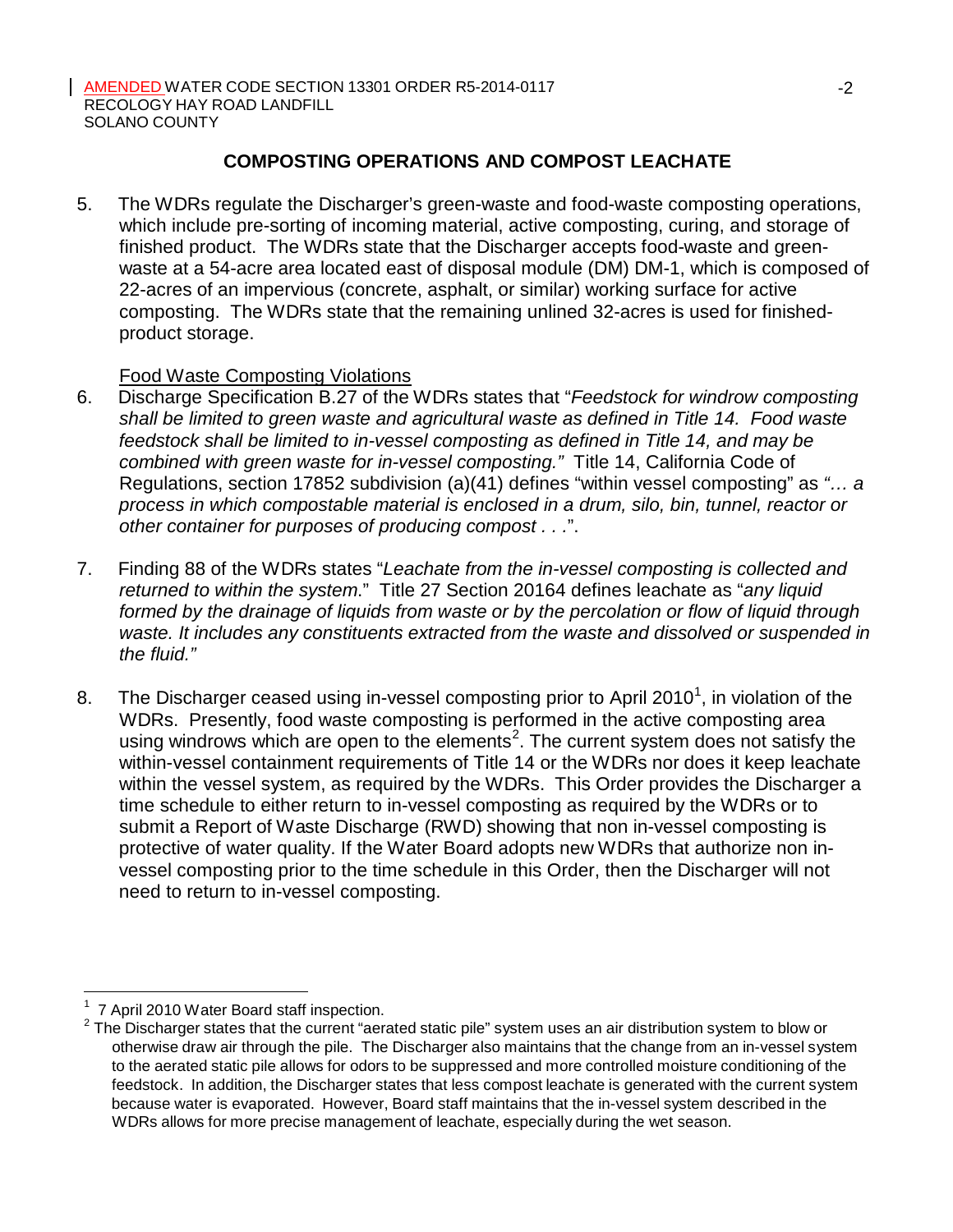## COMPOSTING OPERATIONS AND COMPOST LEACHATE

5. The WDRs regulate the Discharger's green-waste and food-waste composting operations, which include pre-sorting of incoming material, active composting, curing, and storage of finished product. The WDRs state that the Discharger accepts food-waste and green-waste at a 54-acre area located east of disposal module (DM) DM-1, which is composed of 22-acres of an impervious (concrete, asphalt, or similar) working surface for active composting. The WDRs state that the remaining unlined 32-acres is used for finished-product storage.

<u>Food Waste Composting Violations</u>

6. Discharge Specification B.27 of the WDRs states that "*Feedstock for windrow composting shall be limited to green waste and agricultural waste as defined in Title 14. Food waste feedstock shall be limited to in-vessel composting as defined in Title 14, and may be combined with green waste for in-vessel composting.*" Title 14, California Code of Regulations, section 17852 subdivision (a)(41) defines "within vessel composting" as *"… a process in which compostable material is enclosed in a drum, silo, bin, tunnel, reactor or other container for purposes of producing compost . . .*".

7. Finding 88 of the WDRs states "*Leachate from the in-vessel composting is collected and returned to within the system*." Title 27 Section 20164 defines leachate as "*any liquid formed by the drainage of liquids from waste or by the percolation or flow of liquid through waste. It includes any constituents extracted from the waste and dissolved or suspended in the fluid.*"

8. The Discharger ceased using in-vessel composting prior to April 2010[1], in violation of the WDRs. Presently, food waste composting is performed in the active composting area using windrows which are open to the elements[2]. The current system does not satisfy the within-vessel containment requirements of Title 14 or the WDRs nor does it keep leachate within the vessel system, as required by the WDRs. This Order provides the Discharger a time schedule to either return to in-vessel composting as required by the WDRs or to submit a Report of Waste Discharge (RWD) showing that non in-vessel composting is protective of water quality. If the Water Board adopts new WDRs that authorize non in-vessel composting prior to the time schedule in this Order, then the Discharger will not need to return to in-vessel composting.

[1] 7 April 2010 Water Board staff inspection.

[2] The Discharger states that the current "aerated static pile" system uses an air distribution system to blow or otherwise draw air through the pile. The Discharger also maintains that the change from an in-vessel system to the aerated static pile allows for odors to be suppressed and more controlled moisture conditioning of the feedstock. In addition, the Discharger states that less compost leachate is generated with the current system because water is evaporated. However, Board staff maintains that the in-vessel system described in the WDRs allows for more precise management of leachate, especially during the wet season.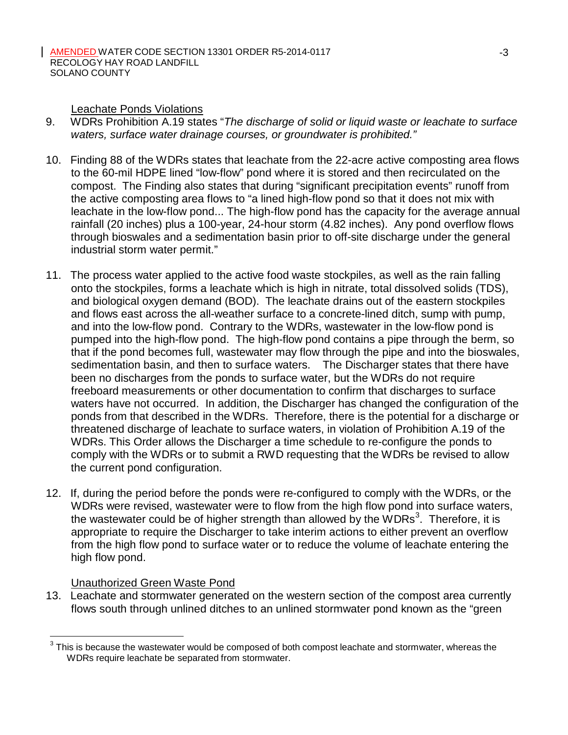Leachate Ponds Violations

9. WDRs Prohibition A.19 states "*The discharge of solid or liquid waste or leachate to surface waters, surface water drainage courses, or groundwater is prohibited."*

10. Finding 88 of the WDRs states that leachate from the 22-acre active composting area flows to the 60-mil HDPE lined "low-flow" pond where it is stored and then recirculated on the compost. The Finding also states that during "significant precipitation events" runoff from the active composting area flows to "a lined high-flow pond so that it does not mix with leachate in the low-flow pond... The high-flow pond has the capacity for the average annual rainfall (20 inches) plus a 100-year, 24-hour storm (4.82 inches). Any pond overflow flows through bioswales and a sedimentation basin prior to off-site discharge under the general industrial storm water permit."

11. The process water applied to the active food waste stockpiles, as well as the rain falling onto the stockpiles, forms a leachate which is high in nitrate, total dissolved solids (TDS), and biological oxygen demand (BOD). The leachate drains out of the eastern stockpiles and flows east across the all-weather surface to a concrete-lined ditch, sump with pump, and into the low-flow pond. Contrary to the WDRs, wastewater in the low-flow pond is pumped into the high-flow pond. The high-flow pond contains a pipe through the berm, so that if the pond becomes full, wastewater may flow through the pipe and into the bioswales, sedimentation basin, and then to surface waters. The Discharger states that there have been no discharges from the ponds to surface water, but the WDRs do not require freeboard measurements or other documentation to confirm that discharges to surface waters have not occurred. In addition, the Discharger has changed the configuration of the ponds from that described in the WDRs. Therefore, there is the potential for a discharge or threatened discharge of leachate to surface waters, in violation of Prohibition A.19 of the WDRs. This Order allows the Discharger a time schedule to re-configure the ponds to comply with the WDRs or to submit a RWD requesting that the WDRs be revised to allow the current pond configuration.

12. If, during the period before the ponds were re-configured to comply with the WDRs, or the WDRs were revised, wastewater were to flow from the high flow pond into surface waters, the wastewater could be of higher strength than allowed by the WDRs[3]. Therefore, it is appropriate to require the Discharger to take interim actions to either prevent an overflow from the high flow pond to surface water or to reduce the volume of leachate entering the high flow pond.

Unauthorized Green Waste Pond

13. Leachate and stormwater generated on the western section of the compost area currently flows south through unlined ditches to an unlined stormwater pond known as the "green

[3] This is because the wastewater would be composed of both compost leachate and stormwater, whereas the WDRs require leachate be separated from stormwater.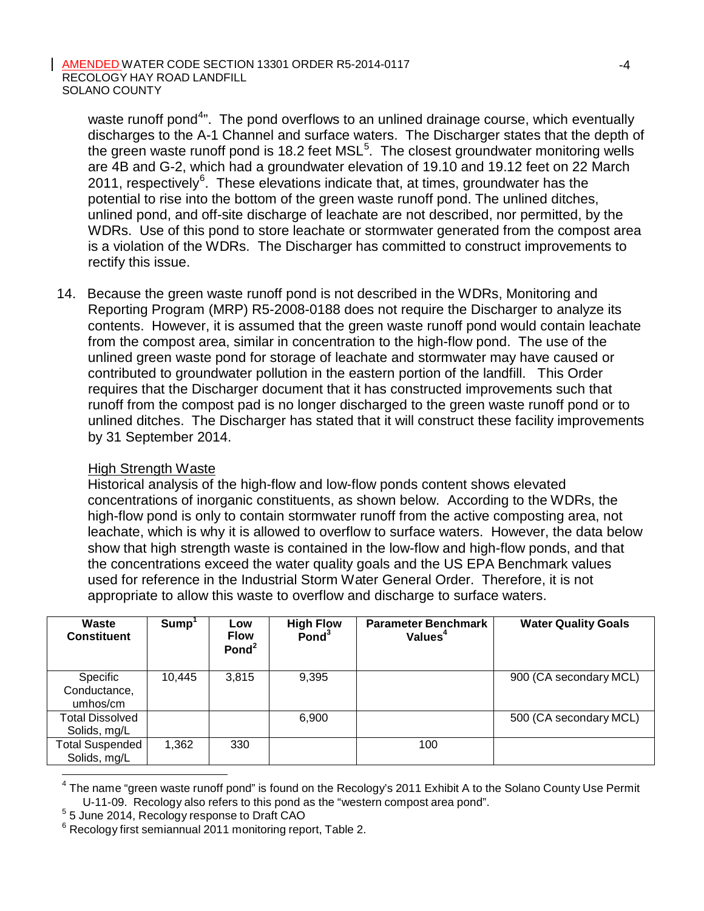waste runoff pond[4]". The pond overflows to an unlined drainage course, which eventually discharges to the A-1 Channel and surface waters. The Discharger states that the depth of the green waste runoff pond is 18.2 feet MSL[5]. The closest groundwater monitoring wells are 4B and G-2, which had a groundwater elevation of 19.10 and 19.12 feet on 22 March 2011, respectively[6]. These elevations indicate that, at times, groundwater has the potential to rise into the bottom of the green waste runoff pond. The unlined ditches, unlined pond, and off-site discharge of leachate are not described, nor permitted, by the WDRs. Use of this pond to store leachate or stormwater generated from the compost area is a violation of the WDRs. The Discharger has committed to construct improvements to rectify this issue.

14. Because the green waste runoff pond is not described in the WDRs, Monitoring and Reporting Program (MRP) R5-2008-0188 does not require the Discharger to analyze its contents. However, it is assumed that the green waste runoff pond would contain leachate from the compost area, similar in concentration to the high-flow pond. The use of the unlined green waste pond for storage of leachate and stormwater may have caused or contributed to groundwater pollution in the eastern portion of the landfill. This Order requires that the Discharger document that it has constructed improvements such that runoff from the compost pad is no longer discharged to the green waste runoff pond or to unlined ditches. The Discharger has stated that it will construct these facility improvements by 31 September 2014.

<u>High Strength Waste</u>

Historical analysis of the high-flow and low-flow ponds content shows elevated concentrations of inorganic constituents, as shown below. According to the WDRs, the high-flow pond is only to contain stormwater runoff from the active composting area, not leachate, which is why it is allowed to overflow to surface waters. However, the data below show that high strength waste is contained in the low-flow and high-flow ponds, and that the concentrations exceed the water quality goals and the US EPA Benchmark values used for reference in the Industrial Storm Water General Order. Therefore, it is not appropriate to allow this waste to overflow and discharge to surface waters.

| Waste Constituent | Sump[1] | Low Flow Pond[2] | High Flow Pond[3] | Parameter Benchmark Values[4] | Water Quality Goals |
|---|---|---|---|---|---|
| Specific Conductance, umhos/cm | 10,445 | 3,815 | 9,395 | | 900 (CA secondary MCL) |
| Total Dissolved Solids, mg/L | | | 6,900 | | 500 (CA secondary MCL) |
| Total Suspended Solids, mg/L | 1,362 | 330 | | 100 | |

[4] The name "green waste runoff pond" is found on the Recology's 2011 Exhibit A to the Solano County Use Permit U-11-09. Recology also refers to this pond as the "western compost area pond".

[5] 5 June 2014, Recology response to Draft CAO

[6] Recology first semiannual 2011 monitoring report, Table 2.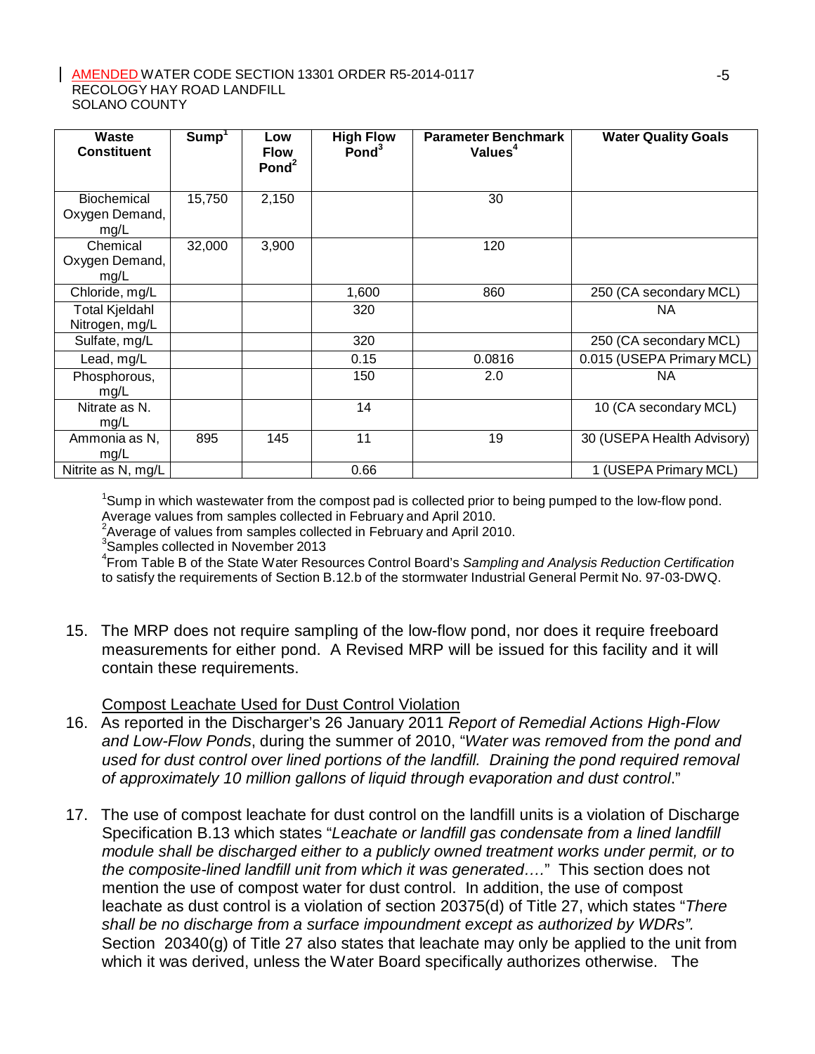| Waste Constituent | Sump[1] | Low Flow Pond[2] | High Flow Pond[3] | Parameter Benchmark Values[4] | Water Quality Goals |
|---|---|---|---|---|---|
| Biochemical Oxygen Demand, mg/L | 15,750 | 2,150 | | 30 | |
| Chemical Oxygen Demand, mg/L | 32,000 | 3,900 | | 120 | |
| Chloride, mg/L | | | 1,600 | 860 | 250 (CA secondary MCL) |
| Total Kjeldahl Nitrogen, mg/L | | | 320 | | NA |
| Sulfate, mg/L | | | 320 | | 250 (CA secondary MCL) |
| Lead, mg/L | | | 0.15 | 0.0816 | 0.015 (USEPA Primary MCL) |
| Phosphorous, mg/L | | | 150 | 2.0 | NA |
| Nitrate as N. mg/L | | | 14 | | 10 (CA secondary MCL) |
| Ammonia as N, mg/L | 895 | 145 | 11 | 19 | 30 (USEPA Health Advisory) |
| Nitrite as N, mg/L | | | 0.66 | | 1 (USEPA Primary MCL) |

[1]Sump in which wastewater from the compost pad is collected prior to being pumped to the low-flow pond. Average values from samples collected in February and April 2010.
[2]Average of values from samples collected in February and April 2010.
[3]Samples collected in November 2013
[4]From Table B of the State Water Resources Control Board's *Sampling and Analysis Reduction Certification* to satisfy the requirements of Section B.12.b of the stormwater Industrial General Permit No. 97-03-DWQ.

15. The MRP does not require sampling of the low-flow pond, nor does it require freeboard measurements for either pond. A Revised MRP will be issued for this facility and it will contain these requirements.

Compost Leachate Used for Dust Control Violation

16. As reported in the Discharger's 26 January 2011 *Report of Remedial Actions High-Flow and Low-Flow Ponds*, during the summer of 2010, "*Water was removed from the pond and used for dust control over lined portions of the landfill. Draining the pond required removal of approximately 10 million gallons of liquid through evaporation and dust control*."

17. The use of compost leachate for dust control on the landfill units is a violation of Discharge Specification B.13 which states "*Leachate or landfill gas condensate from a lined landfill module shall be discharged either to a publicly owned treatment works under permit, or to the composite-lined landfill unit from which it was generated….*" This section does not mention the use of compost water for dust control. In addition, the use of compost leachate as dust control is a violation of section 20375(d) of Title 27, which states "*There shall be no discharge from a surface impoundment except as authorized by WDRs".* Section 20340(g) of Title 27 also states that leachate may only be applied to the unit from which it was derived, unless the Water Board specifically authorizes otherwise. The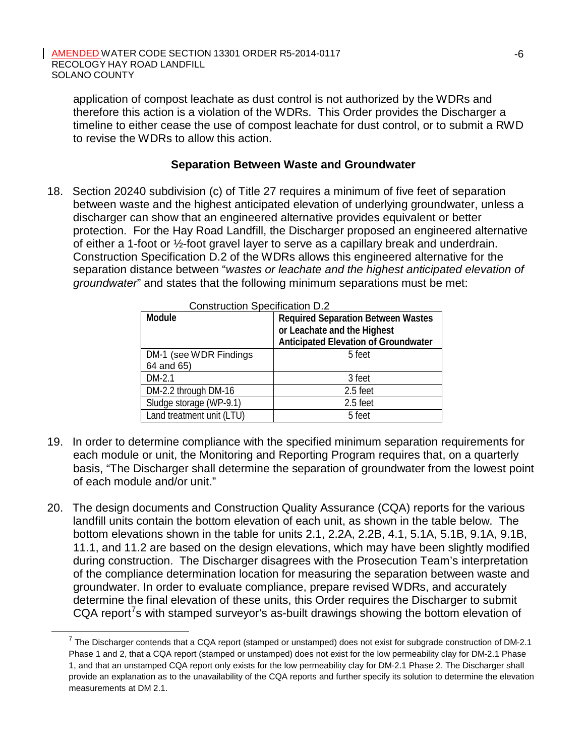application of compost leachate as dust control is not authorized by the WDRs and therefore this action is a violation of the WDRs. This Order provides the Discharger a timeline to either cease the use of compost leachate for dust control, or to submit a RWD to revise the WDRs to allow this action.

## Separation Between Waste and Groundwater

18. Section 20240 subdivision (c) of Title 27 requires a minimum of five feet of separation between waste and the highest anticipated elevation of underlying groundwater, unless a discharger can show that an engineered alternative provides equivalent or better protection. For the Hay Road Landfill, the Discharger proposed an engineered alternative of either a 1-foot or ½-foot gravel layer to serve as a capillary break and underdrain. Construction Specification D.2 of the WDRs allows this engineered alternative for the separation distance between "*wastes or leachate and the highest anticipated elevation of groundwater*" and states that the following minimum separations must be met:

Construction Specification D.2

| Module | Required Separation Between Wastes or Leachate and the Highest Anticipated Elevation of Groundwater |
|---|---|
| DM-1 (see WDR Findings 64 and 65) | 5 feet |
| DM-2.1 | 3 feet |
| DM-2.2 through DM-16 | 2.5 feet |
| Sludge storage (WP-9.1) | 2.5 feet |
| Land treatment unit (LTU) | 5 feet |

19. In order to determine compliance with the specified minimum separation requirements for each module or unit, the Monitoring and Reporting Program requires that, on a quarterly basis, "The Discharger shall determine the separation of groundwater from the lowest point of each module and/or unit."

20. The design documents and Construction Quality Assurance (CQA) reports for the various landfill units contain the bottom elevation of each unit, as shown in the table below. The bottom elevations shown in the table for units 2.1, 2.2A, 2.2B, 4.1, 5.1A, 5.1B, 9.1A, 9.1B, 11.1, and 11.2 are based on the design elevations, which may have been slightly modified during construction. The Discharger disagrees with the Prosecution Team's interpretation of the compliance determination location for measuring the separation between waste and groundwater. In order to evaluate compliance, prepare revised WDRs, and accurately determine the final elevation of these units, this Order requires the Discharger to submit CQA report[7]s with stamped surveyor's as-built drawings showing the bottom elevation of

[7] The Discharger contends that a CQA report (stamped or unstamped) does not exist for subgrade construction of DM-2.1 Phase 1 and 2, that a CQA report (stamped or unstamped) does not exist for the low permeability clay for DM-2.1 Phase 1, and that an unstamped CQA report only exists for the low permeability clay for DM-2.1 Phase 2. The Discharger shall provide an explanation as to the unavailability of the CQA reports and further specify its solution to determine the elevation measurements at DM 2.1.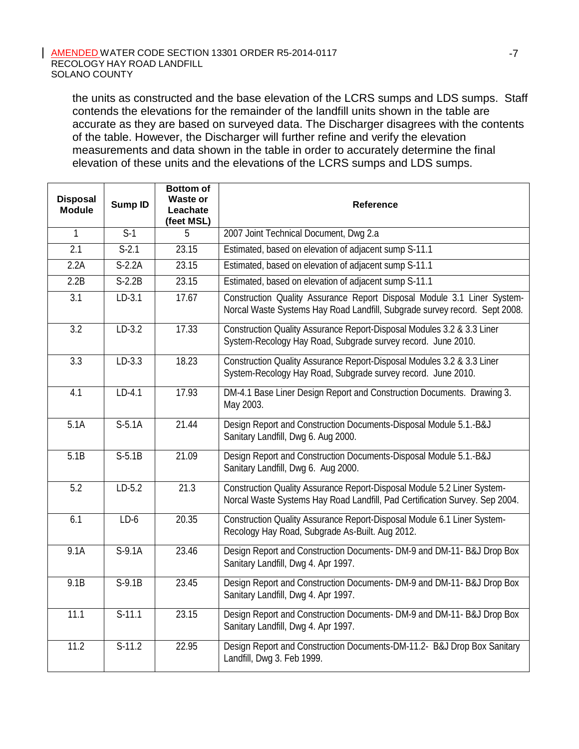the units as constructed and the base elevation of the LCRS sumps and LDS sumps. Staff contends the elevations for the remainder of the landfill units shown in the table are accurate as they are based on surveyed data. The Discharger disagrees with the contents of the table. However, the Discharger will further refine and verify the elevation measurements and data shown in the table in order to accurately determine the final elevation of these units and the elevations of the LCRS sumps and LDS sumps.

| Disposal Module | Sump ID | Bottom of Waste or Leachate (feet MSL) | Reference |
|---|---|---|---|
| 1 | S-1 | 5 | 2007 Joint Technical Document, Dwg 2.a |
| 2.1 | S-2.1 | 23.15 | Estimated, based on elevation of adjacent sump S-11.1 |
| 2.2A | S-2.2A | 23.15 | Estimated, based on elevation of adjacent sump S-11.1 |
| 2.2B | S-2.2B | 23.15 | Estimated, based on elevation of adjacent sump S-11.1 |
| 3.1 | LD-3.1 | 17.67 | Construction Quality Assurance Report Disposal Module 3.1 Liner System-Norcal Waste Systems Hay Road Landfill, Subgrade survey record. Sept 2008. |
| 3.2 | LD-3.2 | 17.33 | Construction Quality Assurance Report-Disposal Modules 3.2 & 3.3 Liner System-Recology Hay Road, Subgrade survey record. June 2010. |
| 3.3 | LD-3.3 | 18.23 | Construction Quality Assurance Report-Disposal Modules 3.2 & 3.3 Liner System-Recology Hay Road, Subgrade survey record. June 2010. |
| 4.1 | LD-4.1 | 17.93 | DM-4.1 Base Liner Design Report and Construction Documents. Drawing 3. May 2003. |
| 5.1A | S-5.1A | 21.44 | Design Report and Construction Documents-Disposal Module 5.1.-B&J Sanitary Landfill, Dwg 6. Aug 2000. |
| 5.1B | S-5.1B | 21.09 | Design Report and Construction Documents-Disposal Module 5.1.-B&J Sanitary Landfill, Dwg 6. Aug 2000. |
| 5.2 | LD-5.2 | 21.3 | Construction Quality Assurance Report-Disposal Module 5.2 Liner System-Norcal Waste Systems Hay Road Landfill, Pad Certification Survey. Sep 2004. |
| 6.1 | LD-6 | 20.35 | Construction Quality Assurance Report-Disposal Module 6.1 Liner System-Recology Hay Road, Subgrade As-Built. Aug 2012. |
| 9.1A | S-9.1A | 23.46 | Design Report and Construction Documents- DM-9 and DM-11- B&J Drop Box Sanitary Landfill, Dwg 4. Apr 1997. |
| 9.1B | S-9.1B | 23.45 | Design Report and Construction Documents- DM-9 and DM-11- B&J Drop Box Sanitary Landfill, Dwg 4. Apr 1997. |
| 11.1 | S-11.1 | 23.15 | Design Report and Construction Documents- DM-9 and DM-11- B&J Drop Box Sanitary Landfill, Dwg 4. Apr 1997. |
| 11.2 | S-11.2 | 22.95 | Design Report and Construction Documents-DM-11.2- B&J Drop Box Sanitary Landfill, Dwg 3. Feb 1999. |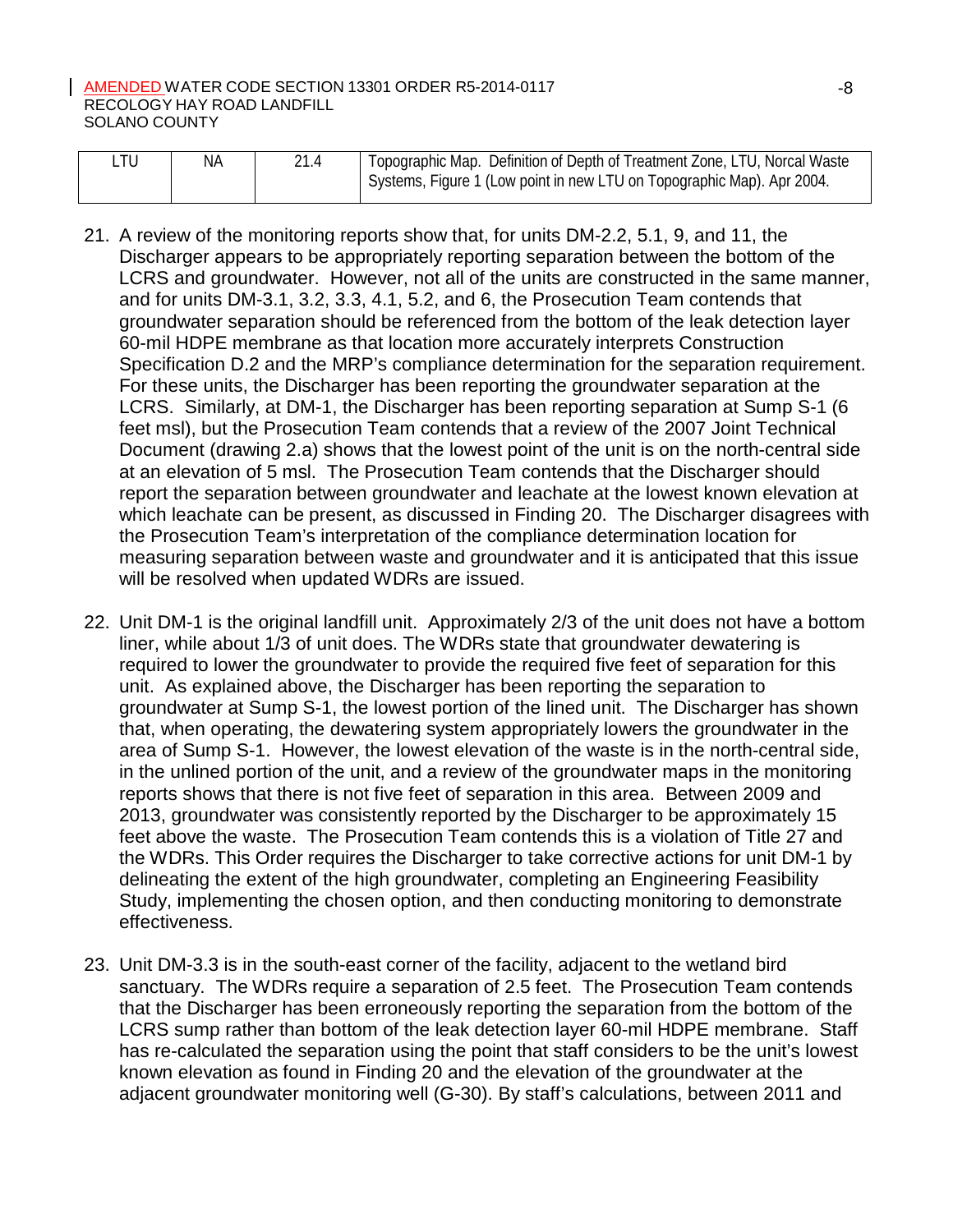| LTU | NA | 21.4 | Topographic Map. Definition of Depth of Treatment Zone, LTU, Norcal Waste Systems, Figure 1 (Low point in new LTU on Topographic Map). Apr 2004. |
|---|---|---|---|

21. A review of the monitoring reports show that, for units DM-2.2, 5.1, 9, and 11, the Discharger appears to be appropriately reporting separation between the bottom of the LCRS and groundwater. However, not all of the units are constructed in the same manner, and for units DM-3.1, 3.2, 3.3, 4.1, 5.2, and 6, the Prosecution Team contends that groundwater separation should be referenced from the bottom of the leak detection layer 60-mil HDPE membrane as that location more accurately interprets Construction Specification D.2 and the MRP's compliance determination for the separation requirement. For these units, the Discharger has been reporting the groundwater separation at the LCRS. Similarly, at DM-1, the Discharger has been reporting separation at Sump S-1 (6 feet msl), but the Prosecution Team contends that a review of the 2007 Joint Technical Document (drawing 2.a) shows that the lowest point of the unit is on the north-central side at an elevation of 5 msl. The Prosecution Team contends that the Discharger should report the separation between groundwater and leachate at the lowest known elevation at which leachate can be present, as discussed in Finding 20. The Discharger disagrees with the Prosecution Team's interpretation of the compliance determination location for measuring separation between waste and groundwater and it is anticipated that this issue will be resolved when updated WDRs are issued.

22. Unit DM-1 is the original landfill unit. Approximately 2/3 of the unit does not have a bottom liner, while about 1/3 of unit does. The WDRs state that groundwater dewatering is required to lower the groundwater to provide the required five feet of separation for this unit. As explained above, the Discharger has been reporting the separation to groundwater at Sump S-1, the lowest portion of the lined unit. The Discharger has shown that, when operating, the dewatering system appropriately lowers the groundwater in the area of Sump S-1. However, the lowest elevation of the waste is in the north-central side, in the unlined portion of the unit, and a review of the groundwater maps in the monitoring reports shows that there is not five feet of separation in this area. Between 2009 and 2013, groundwater was consistently reported by the Discharger to be approximately 15 feet above the waste. The Prosecution Team contends this is a violation of Title 27 and the WDRs. This Order requires the Discharger to take corrective actions for unit DM-1 by delineating the extent of the high groundwater, completing an Engineering Feasibility Study, implementing the chosen option, and then conducting monitoring to demonstrate effectiveness.

23. Unit DM-3.3 is in the south-east corner of the facility, adjacent to the wetland bird sanctuary. The WDRs require a separation of 2.5 feet. The Prosecution Team contends that the Discharger has been erroneously reporting the separation from the bottom of the LCRS sump rather than bottom of the leak detection layer 60-mil HDPE membrane. Staff has re-calculated the separation using the point that staff considers to be the unit's lowest known elevation as found in Finding 20 and the elevation of the groundwater at the adjacent groundwater monitoring well (G-30). By staff's calculations, between 2011 and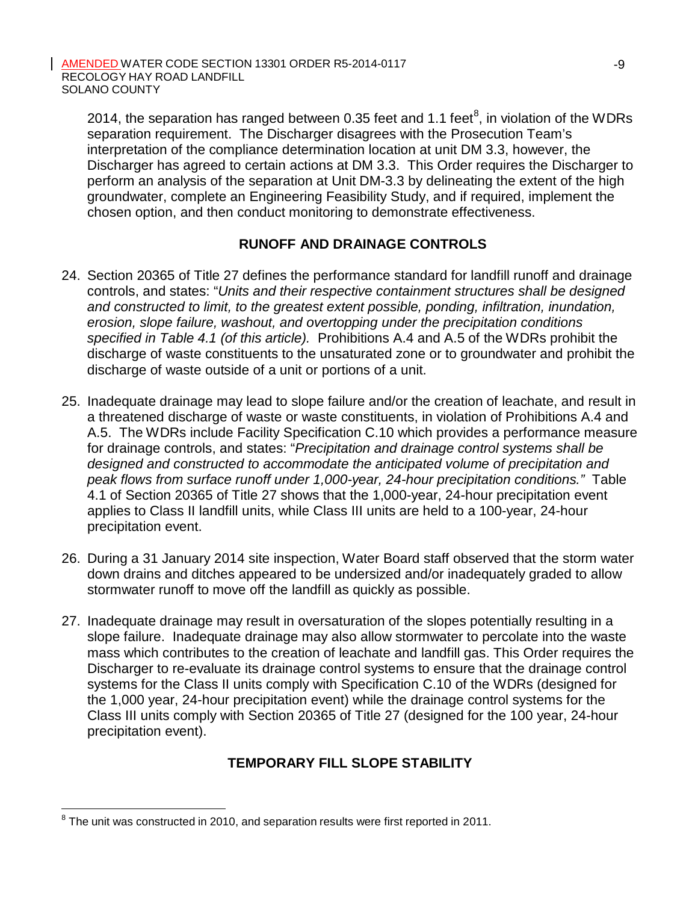2014, the separation has ranged between 0.35 feet and 1.1 feet[8], in violation of the WDRs separation requirement. The Discharger disagrees with the Prosecution Team's interpretation of the compliance determination location at unit DM 3.3, however, the Discharger has agreed to certain actions at DM 3.3. This Order requires the Discharger to perform an analysis of the separation at Unit DM-3.3 by delineating the extent of the high groundwater, complete an Engineering Feasibility Study, and if required, implement the chosen option, and then conduct monitoring to demonstrate effectiveness.

## RUNOFF AND DRAINAGE CONTROLS

24. Section 20365 of Title 27 defines the performance standard for landfill runoff and drainage controls, and states: "*Units and their respective containment structures shall be designed and constructed to limit, to the greatest extent possible, ponding, infiltration, inundation, erosion, slope failure, washout, and overtopping under the precipitation conditions specified in Table 4.1 (of this article).* Prohibitions A.4 and A.5 of the WDRs prohibit the discharge of waste constituents to the unsaturated zone or to groundwater and prohibit the discharge of waste outside of a unit or portions of a unit.

25. Inadequate drainage may lead to slope failure and/or the creation of leachate, and result in a threatened discharge of waste or waste constituents, in violation of Prohibitions A.4 and A.5. The WDRs include Facility Specification C.10 which provides a performance measure for drainage controls, and states: "*Precipitation and drainage control systems shall be designed and constructed to accommodate the anticipated volume of precipitation and peak flows from surface runoff under 1,000-year, 24-hour precipitation conditions."* Table 4.1 of Section 20365 of Title 27 shows that the 1,000-year, 24-hour precipitation event applies to Class II landfill units, while Class III units are held to a 100-year, 24-hour precipitation event.

26. During a 31 January 2014 site inspection, Water Board staff observed that the storm water down drains and ditches appeared to be undersized and/or inadequately graded to allow stormwater runoff to move off the landfill as quickly as possible.

27. Inadequate drainage may result in oversaturation of the slopes potentially resulting in a slope failure. Inadequate drainage may also allow stormwater to percolate into the waste mass which contributes to the creation of leachate and landfill gas. This Order requires the Discharger to re-evaluate its drainage control systems to ensure that the drainage control systems for the Class II units comply with Specification C.10 of the WDRs (designed for the 1,000 year, 24-hour precipitation event) while the drainage control systems for the Class III units comply with Section 20365 of Title 27 (designed for the 100 year, 24-hour precipitation event).

## TEMPORARY FILL SLOPE STABILITY

[8] The unit was constructed in 2010, and separation results were first reported in 2011.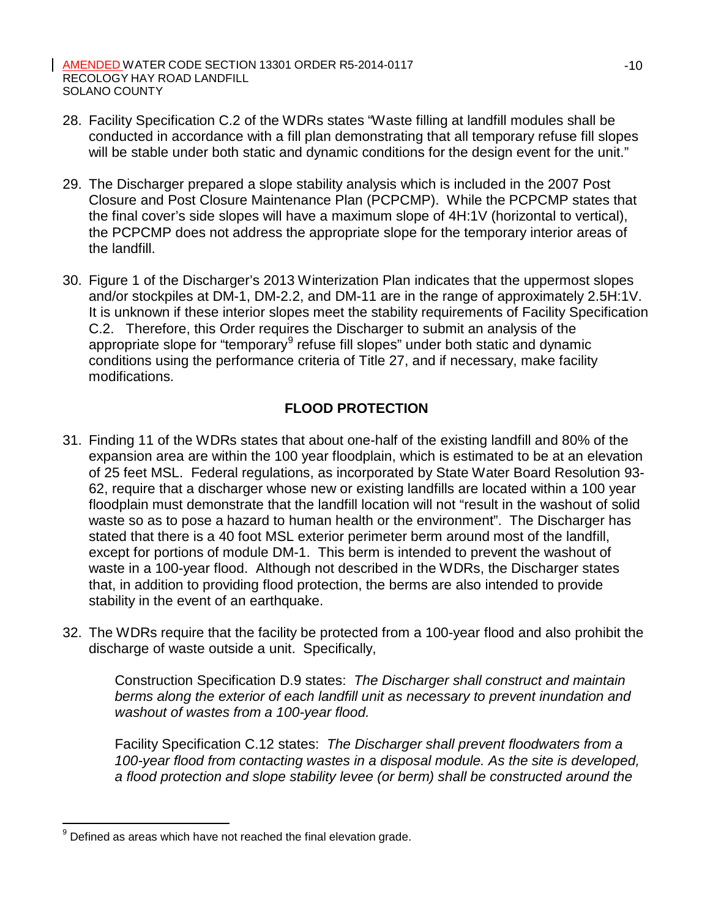28. Facility Specification C.2 of the WDRs states "Waste filling at landfill modules shall be conducted in accordance with a fill plan demonstrating that all temporary refuse fill slopes will be stable under both static and dynamic conditions for the design event for the unit."

29. The Discharger prepared a slope stability analysis which is included in the 2007 Post Closure and Post Closure Maintenance Plan (PCPCMP). While the PCPCMP states that the final cover's side slopes will have a maximum slope of 4H:1V (horizontal to vertical), the PCPCMP does not address the appropriate slope for the temporary interior areas of the landfill.

30. Figure 1 of the Discharger's 2013 Winterization Plan indicates that the uppermost slopes and/or stockpiles at DM-1, DM-2.2, and DM-11 are in the range of approximately 2.5H:1V. It is unknown if these interior slopes meet the stability requirements of Facility Specification C.2. Therefore, this Order requires the Discharger to submit an analysis of the appropriate slope for "temporary[9] refuse fill slopes" under both static and dynamic conditions using the performance criteria of Title 27, and if necessary, make facility modifications.

## FLOOD PROTECTION

31. Finding 11 of the WDRs states that about one-half of the existing landfill and 80% of the expansion area are within the 100 year floodplain, which is estimated to be at an elevation of 25 feet MSL. Federal regulations, as incorporated by State Water Board Resolution 93-62, require that a discharger whose new or existing landfills are located within a 100 year floodplain must demonstrate that the landfill location will not "result in the washout of solid waste so as to pose a hazard to human health or the environment". The Discharger has stated that there is a 40 foot MSL exterior perimeter berm around most of the landfill, except for portions of module DM-1. This berm is intended to prevent the washout of waste in a 100-year flood. Although not described in the WDRs, the Discharger states that, in addition to providing flood protection, the berms are also intended to provide stability in the event of an earthquake.

32. The WDRs require that the facility be protected from a 100-year flood and also prohibit the discharge of waste outside a unit. Specifically,

    Construction Specification D.9 states: *The Discharger shall construct and maintain berms along the exterior of each landfill unit as necessary to prevent inundation and washout of wastes from a 100-year flood.*

    Facility Specification C.12 states: *The Discharger shall prevent floodwaters from a 100-year flood from contacting wastes in a disposal module. As the site is developed, a flood protection and slope stability levee (or berm) shall be constructed around the*

---

[9] Defined as areas which have not reached the final elevation grade.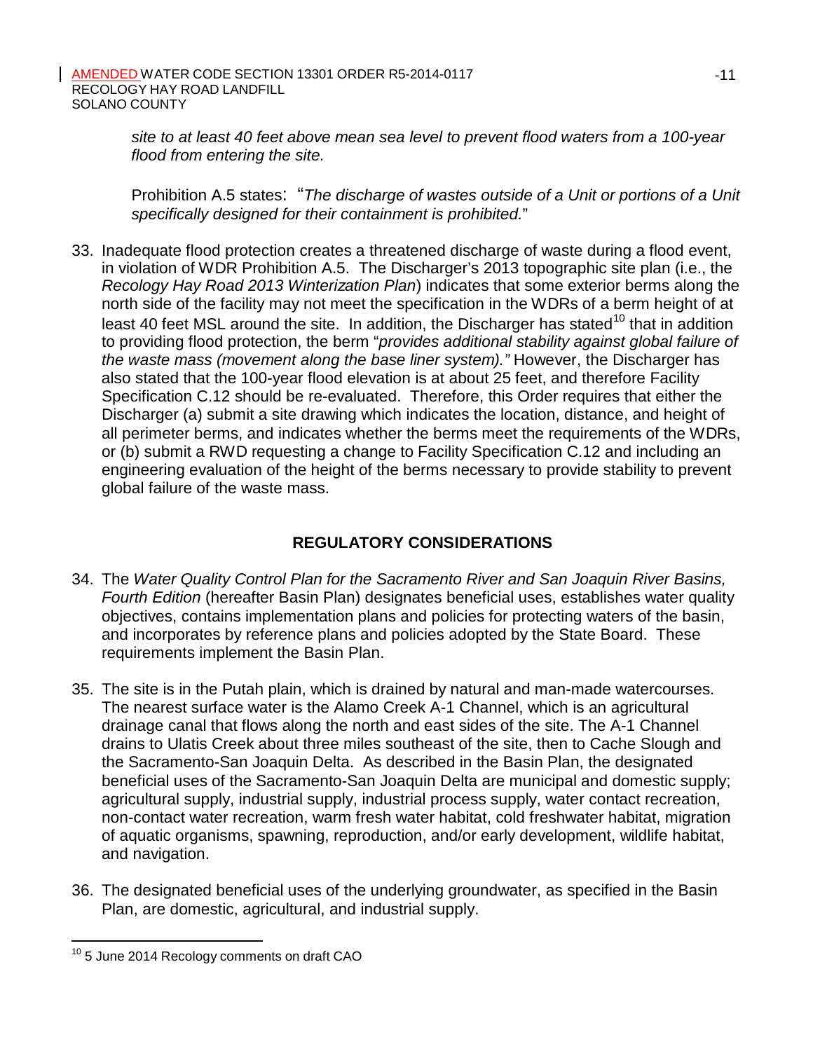*site to at least 40 feet above mean sea level to prevent flood waters from a 100-year flood from entering the site.*

Prohibition A.5 states: "*The discharge of wastes outside of a Unit or portions of a Unit specifically designed for their containment is prohibited.*"

33. Inadequate flood protection creates a threatened discharge of waste during a flood event, in violation of WDR Prohibition A.5. The Discharger's 2013 topographic site plan (i.e., the *Recology Hay Road 2013 Winterization Plan*) indicates that some exterior berms along the north side of the facility may not meet the specification in the WDRs of a berm height of at least 40 feet MSL around the site. In addition, the Discharger has stated[10] that in addition to providing flood protection, the berm "*provides additional stability against global failure of the waste mass (movement along the base liner system)."* However, the Discharger has also stated that the 100-year flood elevation is at about 25 feet, and therefore Facility Specification C.12 should be re-evaluated. Therefore, this Order requires that either the Discharger (a) submit a site drawing which indicates the location, distance, and height of all perimeter berms, and indicates whether the berms meet the requirements of the WDRs, or (b) submit a RWD requesting a change to Facility Specification C.12 and including an engineering evaluation of the height of the berms necessary to provide stability to prevent global failure of the waste mass.

## REGULATORY CONSIDERATIONS

34. The *Water Quality Control Plan for the Sacramento River and San Joaquin River Basins, Fourth Edition* (hereafter Basin Plan) designates beneficial uses, establishes water quality objectives, contains implementation plans and policies for protecting waters of the basin, and incorporates by reference plans and policies adopted by the State Board. These requirements implement the Basin Plan.

35. The site is in the Putah plain, which is drained by natural and man-made watercourses. The nearest surface water is the Alamo Creek A-1 Channel, which is an agricultural drainage canal that flows along the north and east sides of the site. The A-1 Channel drains to Ulatis Creek about three miles southeast of the site, then to Cache Slough and the Sacramento-San Joaquin Delta. As described in the Basin Plan, the designated beneficial uses of the Sacramento-San Joaquin Delta are municipal and domestic supply; agricultural supply, industrial supply, industrial process supply, water contact recreation, non-contact water recreation, warm fresh water habitat, cold freshwater habitat, migration of aquatic organisms, spawning, reproduction, and/or early development, wildlife habitat, and navigation.

36. The designated beneficial uses of the underlying groundwater, as specified in the Basin Plan, are domestic, agricultural, and industrial supply.

---

[10] 5 June 2014 Recology comments on draft CAO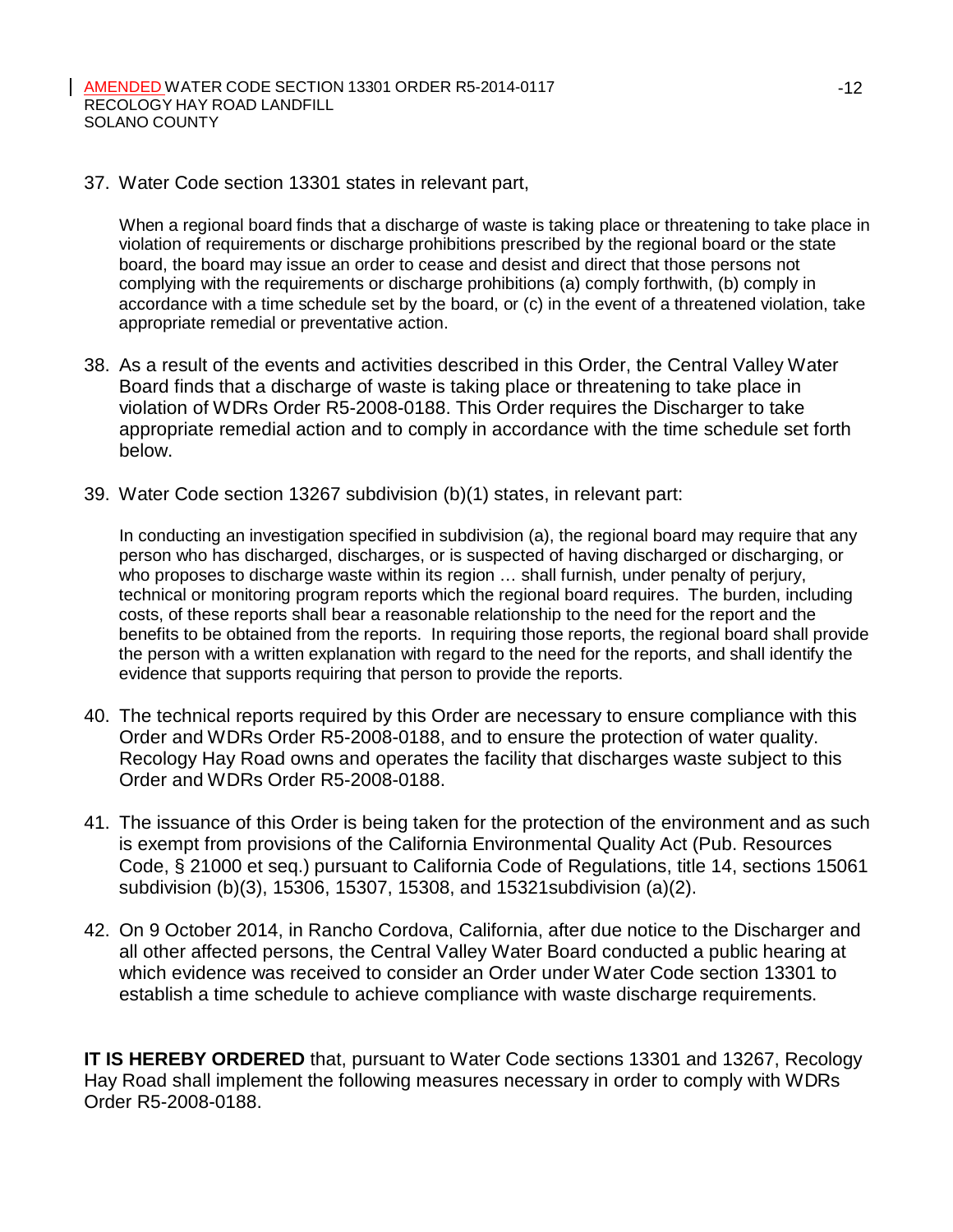37. Water Code section 13301 states in relevant part,

    When a regional board finds that a discharge of waste is taking place or threatening to take place in violation of requirements or discharge prohibitions prescribed by the regional board or the state board, the board may issue an order to cease and desist and direct that those persons not complying with the requirements or discharge prohibitions (a) comply forthwith, (b) comply in accordance with a time schedule set by the board, or (c) in the event of a threatened violation, take appropriate remedial or preventative action.

38. As a result of the events and activities described in this Order, the Central Valley Water Board finds that a discharge of waste is taking place or threatening to take place in violation of WDRs Order R5-2008-0188. This Order requires the Discharger to take appropriate remedial action and to comply in accordance with the time schedule set forth below.

39. Water Code section 13267 subdivision (b)(1) states, in relevant part:

    In conducting an investigation specified in subdivision (a), the regional board may require that any person who has discharged, discharges, or is suspected of having discharged or discharging, or who proposes to discharge waste within its region … shall furnish, under penalty of perjury, technical or monitoring program reports which the regional board requires. The burden, including costs, of these reports shall bear a reasonable relationship to the need for the report and the benefits to be obtained from the reports. In requiring those reports, the regional board shall provide the person with a written explanation with regard to the need for the reports, and shall identify the evidence that supports requiring that person to provide the reports.

40. The technical reports required by this Order are necessary to ensure compliance with this Order and WDRs Order R5-2008-0188, and to ensure the protection of water quality. Recology Hay Road owns and operates the facility that discharges waste subject to this Order and WDRs Order R5-2008-0188.

41. The issuance of this Order is being taken for the protection of the environment and as such is exempt from provisions of the California Environmental Quality Act (Pub. Resources Code, § 21000 et seq.) pursuant to California Code of Regulations, title 14, sections 15061 subdivision (b)(3), 15306, 15307, 15308, and 15321subdivision (a)(2).

42. On 9 October 2014, in Rancho Cordova, California, after due notice to the Discharger and all other affected persons, the Central Valley Water Board conducted a public hearing at which evidence was received to consider an Order under Water Code section 13301 to establish a time schedule to achieve compliance with waste discharge requirements.

**IT IS HEREBY ORDERED** that, pursuant to Water Code sections 13301 and 13267, Recology Hay Road shall implement the following measures necessary in order to comply with WDRs Order R5-2008-0188.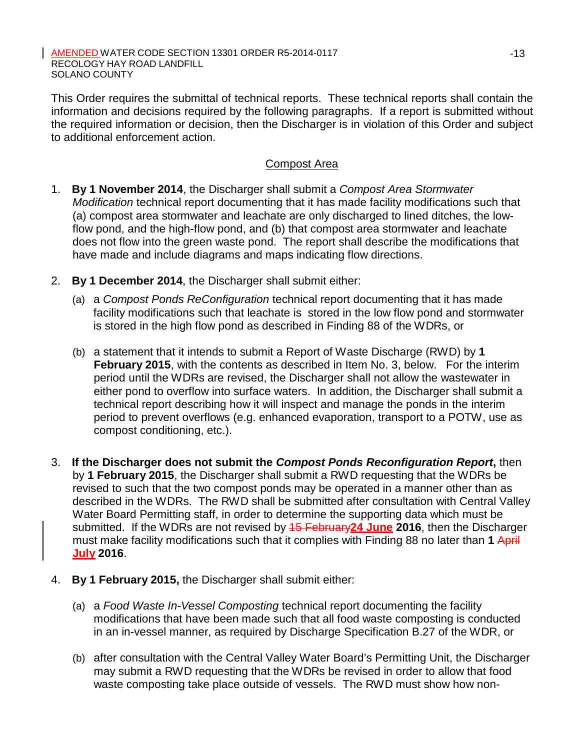This Order requires the submittal of technical reports. These technical reports shall contain the information and decisions required by the following paragraphs. If a report is submitted without the required information or decision, then the Discharger is in violation of this Order and subject to additional enforcement action.

## Compost Area

1. **By 1 November 2014**, the Discharger shall submit a *Compost Area Stormwater Modification* technical report documenting that it has made facility modifications such that (a) compost area stormwater and leachate are only discharged to lined ditches, the low-flow pond, and the high-flow pond, and (b) that compost area stormwater and leachate does not flow into the green waste pond. The report shall describe the modifications that have made and include diagrams and maps indicating flow directions.

2. **By 1 December 2014**, the Discharger shall submit either:

   (a) a *Compost Ponds ReConfiguration* technical report documenting that it has made facility modifications such that leachate is stored in the low flow pond and stormwater is stored in the high flow pond as described in Finding 88 of the WDRs, or

   (b) a statement that it intends to submit a Report of Waste Discharge (RWD) by **1 February 2015**, with the contents as described in Item No. 3, below. For the interim period until the WDRs are revised, the Discharger shall not allow the wastewater in either pond to overflow into surface waters. In addition, the Discharger shall submit a technical report describing how it will inspect and manage the ponds in the interim period to prevent overflows (e.g. enhanced evaporation, transport to a POTW, use as compost conditioning, etc.).

3. **If the Discharger does not submit the *Compost Ponds Reconfiguration Report*,** then by **1 February 2015**, the Discharger shall submit a RWD requesting that the WDRs be revised to such that the two compost ponds may be operated in a manner other than as described in the WDRs. The RWD shall be submitted after consultation with Central Valley Water Board Permitting staff, in order to determine the supporting data which must be submitted. If the WDRs are not revised by ~~15 February~~**24 June** **2016**, then the Discharger must make facility modifications such that it complies with Finding 88 no later than **1** ~~April~~ **July** **2016**.

4. **By 1 February 2015,** the Discharger shall submit either:

   (a) a *Food Waste In-Vessel Composting* technical report documenting the facility modifications that have been made such that all food waste composting is conducted in an in-vessel manner, as required by Discharge Specification B.27 of the WDR, or

   (b) after consultation with the Central Valley Water Board's Permitting Unit, the Discharger may submit a RWD requesting that the WDRs be revised in order to allow that food waste composting take place outside of vessels. The RWD must show how non-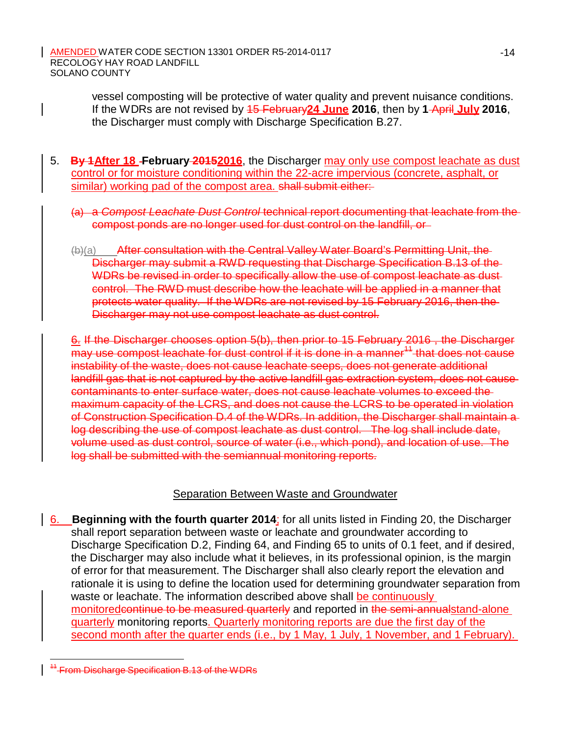vessel composting will be protective of water quality and prevent nuisance conditions. If the WDRs are not revised by ~~15 February~~**24 June** **2016**, then by **1** ~~April~~ **July** **2016**, the Discharger must comply with Discharge Specification B.27.

5. ~~**By 1**~~**After 18** **February** ~~**2015**~~**2016**, the Discharger may only use compost leachate as dust control or for moisture conditioning within the 22-acre impervious (concrete, asphalt, or similar) working pad of the compost area. ~~shall submit either:~~

   ~~(a) a *Compost Leachate Dust Control* technical report documenting that leachate from the compost ponds are no longer used for dust control on the landfill, or~~

   ~~(b)~~(a) ~~After consultation with the Central Valley Water Board's Permitting Unit, the Discharger may submit a RWD requesting that Discharge Specification B.13 of the WDRs be revised in order to specifically allow the use of compost leachate as dust control. The RWD must describe how the leachate will be applied in a manner that protects water quality. If the WDRs are not revised by 15 February 2016, then the Discharger may not use compost leachate as dust control.~~

   ~~6. If the Discharger chooses option 5(b), then prior to 15 February 2016 , the Discharger may use compost leachate for dust control if it is done in a manner[11] that does not cause instability of the waste, does not cause leachate seeps, does not generate additional landfill gas that is not captured by the active landfill gas extraction system, does not cause contaminants to enter surface water, does not cause leachate volumes to exceed the maximum capacity of the LCRS, and does not cause the LCRS to be operated in violation of Construction Specification D.4 of the WDRs. In addition, the Discharger shall maintain a log describing the use of compost leachate as dust control. The log shall include date, volume used as dust control, source of water (i.e., which pond), and location of use. The log shall be submitted with the semiannual monitoring reports.~~

## Separation Between Waste and Groundwater

6. **Beginning with the fourth quarter 2014**; for all units listed in Finding 20, the Discharger shall report separation between waste or leachate and groundwater according to Discharge Specification D.2, Finding 64, and Finding 65 to units of 0.1 feet, and if desired, the Discharger may also include what it believes, in its professional opinion, is the margin of error for that measurement. The Discharger shall also clearly report the elevation and rationale it is using to define the location used for determining groundwater separation from waste or leachate. The information described above shall be continuously monitored~~continue to be measured quarterly~~ and reported in ~~the semi-annual~~stand-alone quarterly monitoring reports. Quarterly monitoring reports are due the first day of the second month after the quarter ends (i.e., by 1 May, 1 July, 1 November, and 1 February).

~~[11] From Discharge Specification B.13 of the WDRs~~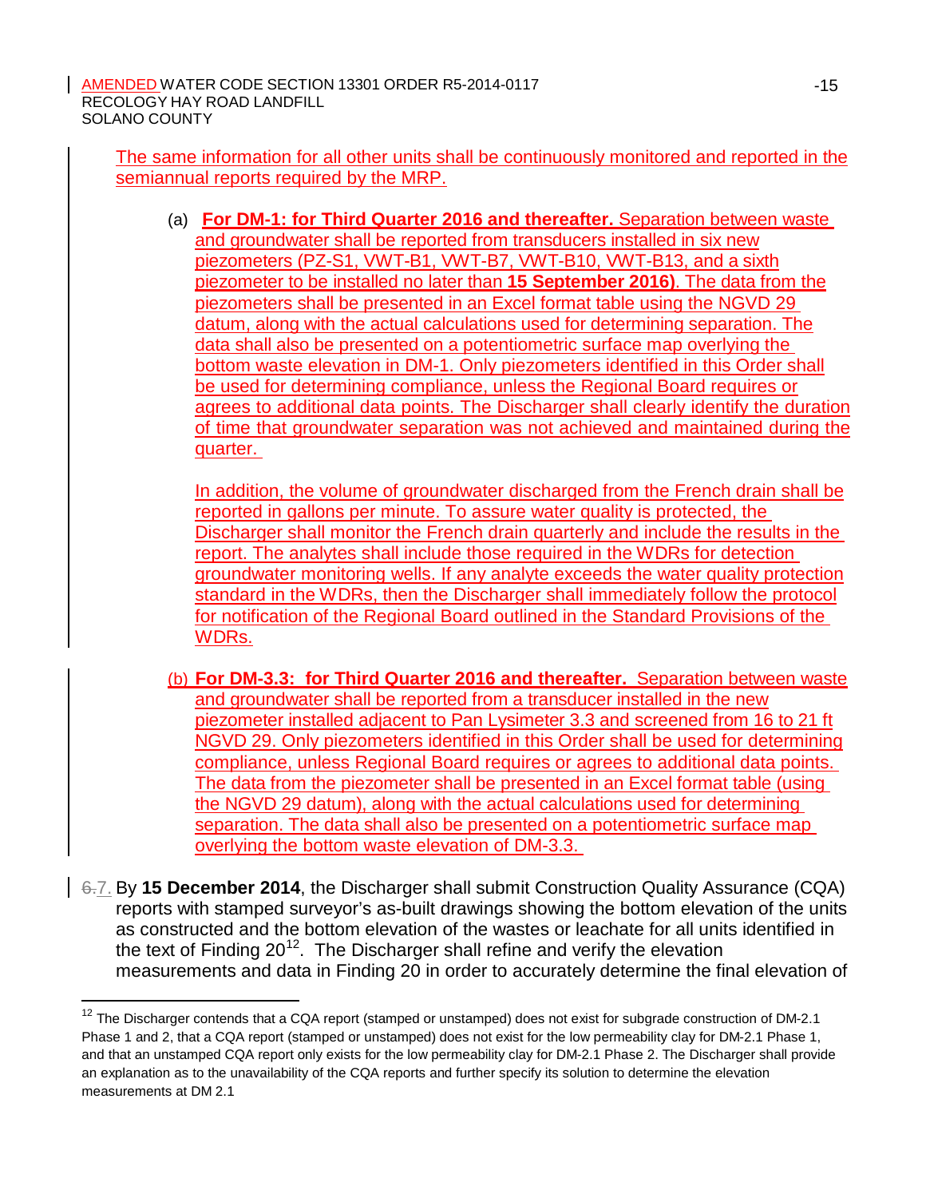The same information for all other units shall be continuously monitored and reported in the semiannual reports required by the MRP.

(a) **For DM-1: for Third Quarter 2016 and thereafter.** Separation between waste and groundwater shall be reported from transducers installed in six new piezometers (PZ-S1, VWT-B1, VWT-B7, VWT-B10, VWT-B13, and a sixth piezometer to be installed no later than **15 September 2016)**. The data from the piezometers shall be presented in an Excel format table using the NGVD 29 datum, along with the actual calculations used for determining separation. The data shall also be presented on a potentiometric surface map overlying the bottom waste elevation in DM-1. Only piezometers identified in this Order shall be used for determining compliance, unless the Regional Board requires or agrees to additional data points. The Discharger shall clearly identify the duration of time that groundwater separation was not achieved and maintained during the quarter.

In addition, the volume of groundwater discharged from the French drain shall be reported in gallons per minute. To assure water quality is protected, the Discharger shall monitor the French drain quarterly and include the results in the report. The analytes shall include those required in the WDRs for detection groundwater monitoring wells. If any analyte exceeds the water quality protection standard in the WDRs, then the Discharger shall immediately follow the protocol for notification of the Regional Board outlined in the Standard Provisions of the WDRs.

(b) **For DM-3.3: for Third Quarter 2016 and thereafter.** Separation between waste and groundwater shall be reported from a transducer installed in the new piezometer installed adjacent to Pan Lysimeter 3.3 and screened from 16 to 21 ft NGVD 29. Only piezometers identified in this Order shall be used for determining compliance, unless Regional Board requires or agrees to additional data points. The data from the piezometer shall be presented in an Excel format table (using the NGVD 29 datum), along with the actual calculations used for determining separation. The data shall also be presented on a potentiometric surface map overlying the bottom waste elevation of DM-3.3.

~~6.~~7. By **15 December 2014**, the Discharger shall submit Construction Quality Assurance (CQA) reports with stamped surveyor's as-built drawings showing the bottom elevation of the units as constructed and the bottom elevation of the wastes or leachate for all units identified in the text of Finding 20[12]. The Discharger shall refine and verify the elevation measurements and data in Finding 20 in order to accurately determine the final elevation of

[12] The Discharger contends that a CQA report (stamped or unstamped) does not exist for subgrade construction of DM-2.1 Phase 1 and 2, that a CQA report (stamped or unstamped) does not exist for the low permeability clay for DM-2.1 Phase 1, and that an unstamped CQA report only exists for the low permeability clay for DM-2.1 Phase 2. The Discharger shall provide an explanation as to the unavailability of the CQA reports and further specify its solution to determine the elevation measurements at DM 2.1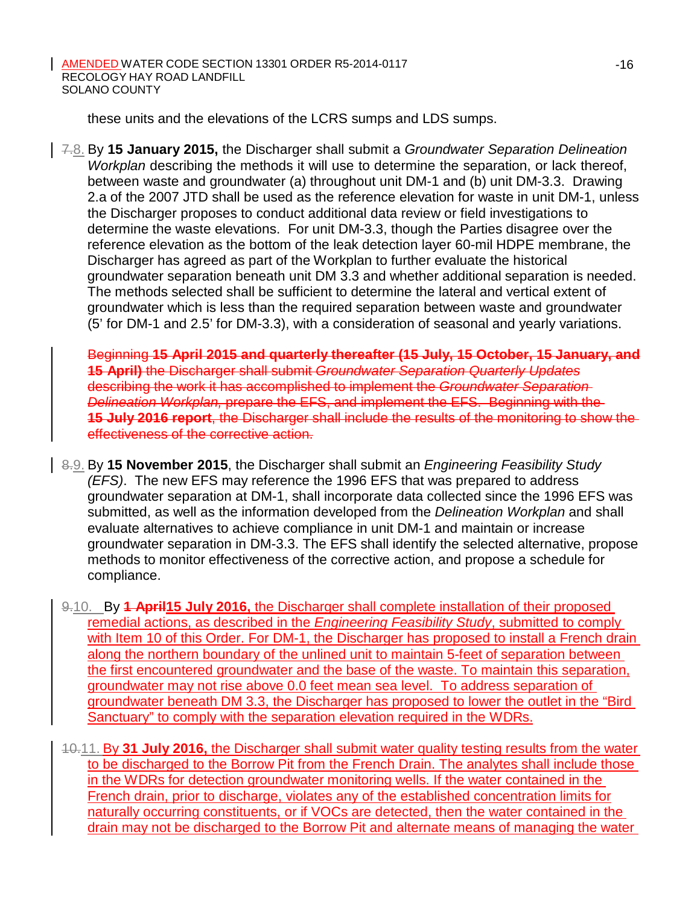these units and the elevations of the LCRS sumps and LDS sumps.

~~7.~~8. By **15 January 2015,** the Discharger shall submit a *Groundwater Separation Delineation Workplan* describing the methods it will use to determine the separation, or lack thereof, between waste and groundwater (a) throughout unit DM-1 and (b) unit DM-3.3. Drawing 2.a of the 2007 JTD shall be used as the reference elevation for waste in unit DM-1, unless the Discharger proposes to conduct additional data review or field investigations to determine the waste elevations. For unit DM-3.3, though the Parties disagree over the reference elevation as the bottom of the leak detection layer 60-mil HDPE membrane, the Discharger has agreed as part of the Workplan to further evaluate the historical groundwater separation beneath unit DM 3.3 and whether additional separation is needed. The methods selected shall be sufficient to determine the lateral and vertical extent of groundwater which is less than the required separation between waste and groundwater (5' for DM-1 and 2.5' for DM-3.3), with a consideration of seasonal and yearly variations.

~~Beginning **15 April 2015 and quarterly thereafter (15 July, 15 October, 15 January, and 15 April)** the Discharger shall submit *Groundwater Separation Quarterly Updates* describing the work it has accomplished to implement the *Groundwater Separation Delineation Workplan,* prepare the EFS, and implement the EFS. Beginning with the **15 July 2016 report**, the Discharger shall include the results of the monitoring to show the effectiveness of the corrective action.~~

~~8.~~9. By **15 November 2015**, the Discharger shall submit an *Engineering Feasibility Study (EFS)*. The new EFS may reference the 1996 EFS that was prepared to address groundwater separation at DM-1, shall incorporate data collected since the 1996 EFS was submitted, as well as the information developed from the *Delineation Workplan* and shall evaluate alternatives to achieve compliance in unit DM-1 and maintain or increase groundwater separation in DM-3.3. The EFS shall identify the selected alternative, propose methods to monitor effectiveness of the corrective action, and propose a schedule for compliance.

~~9.~~10. By ~~**1 April**~~**15 July 2016,** the Discharger shall complete installation of their proposed remedial actions, as described in the *Engineering Feasibility Study*, submitted to comply with Item 10 of this Order. For DM-1, the Discharger has proposed to install a French drain along the northern boundary of the unlined unit to maintain 5-feet of separation between the first encountered groundwater and the base of the waste. To maintain this separation, groundwater may not rise above 0.0 feet mean sea level. To address separation of groundwater beneath DM 3.3, the Discharger has proposed to lower the outlet in the "Bird Sanctuary" to comply with the separation elevation required in the WDRs.

~~10.~~11. By **31 July 2016,** the Discharger shall submit water quality testing results from the water to be discharged to the Borrow Pit from the French Drain. The analytes shall include those in the WDRs for detection groundwater monitoring wells. If the water contained in the French drain, prior to discharge, violates any of the established concentration limits for naturally occurring constituents, or if VOCs are detected, then the water contained in the drain may not be discharged to the Borrow Pit and alternate means of managing the water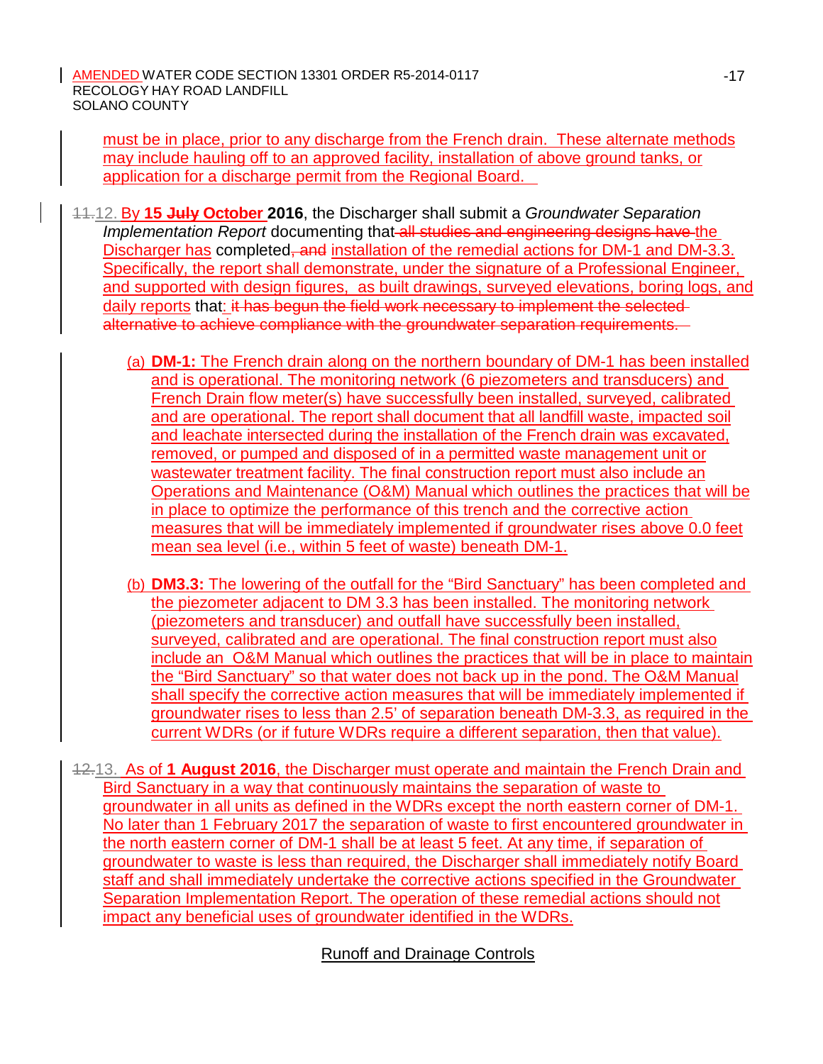must be in place, prior to any discharge from the French drain. These alternate methods may include hauling off to an approved facility, installation of above ground tanks, or application for a discharge permit from the Regional Board.

~~11.~~12. By **15 ~~July~~ October 2016**, the Discharger shall submit a *Groundwater Separation Implementation Report* documenting that ~~all studies and engineering designs have~~ the Discharger has completed~~, and~~ installation of the remedial actions for DM-1 and DM-3.3. Specifically, the report shall demonstrate, under the signature of a Professional Engineer, and supported with design figures, as built drawings, surveyed elevations, boring logs, and daily reports that: ~~it has begun the field work necessary to implement the selected alternative to achieve compliance with the groundwater separation requirements.~~

(a) **DM-1:** The French drain along on the northern boundary of DM-1 has been installed and is operational. The monitoring network (6 piezometers and transducers) and French Drain flow meter(s) have successfully been installed, surveyed, calibrated and are operational. The report shall document that all landfill waste, impacted soil and leachate intersected during the installation of the French drain was excavated, removed, or pumped and disposed of in a permitted waste management unit or wastewater treatment facility. The final construction report must also include an Operations and Maintenance (O&M) Manual which outlines the practices that will be in place to optimize the performance of this trench and the corrective action measures that will be immediately implemented if groundwater rises above 0.0 feet mean sea level (i.e., within 5 feet of waste) beneath DM-1.

(b) **DM3.3:** The lowering of the outfall for the "Bird Sanctuary" has been completed and the piezometer adjacent to DM 3.3 has been installed. The monitoring network (piezometers and transducer) and outfall have successfully been installed, surveyed, calibrated and are operational. The final construction report must also include an O&M Manual which outlines the practices that will be in place to maintain the "Bird Sanctuary" so that water does not back up in the pond. The O&M Manual shall specify the corrective action measures that will be immediately implemented if groundwater rises to less than 2.5' of separation beneath DM-3.3, as required in the current WDRs (or if future WDRs require a different separation, then that value).

~~12.~~13. As of **1 August 2016**, the Discharger must operate and maintain the French Drain and Bird Sanctuary in a way that continuously maintains the separation of waste to groundwater in all units as defined in the WDRs except the north eastern corner of DM-1. No later than 1 February 2017 the separation of waste to first encountered groundwater in the north eastern corner of DM-1 shall be at least 5 feet. At any time, if separation of groundwater to waste is less than required, the Discharger shall immediately notify Board staff and shall immediately undertake the corrective actions specified in the Groundwater Separation Implementation Report. The operation of these remedial actions should not impact any beneficial uses of groundwater identified in the WDRs.

## Runoff and Drainage Controls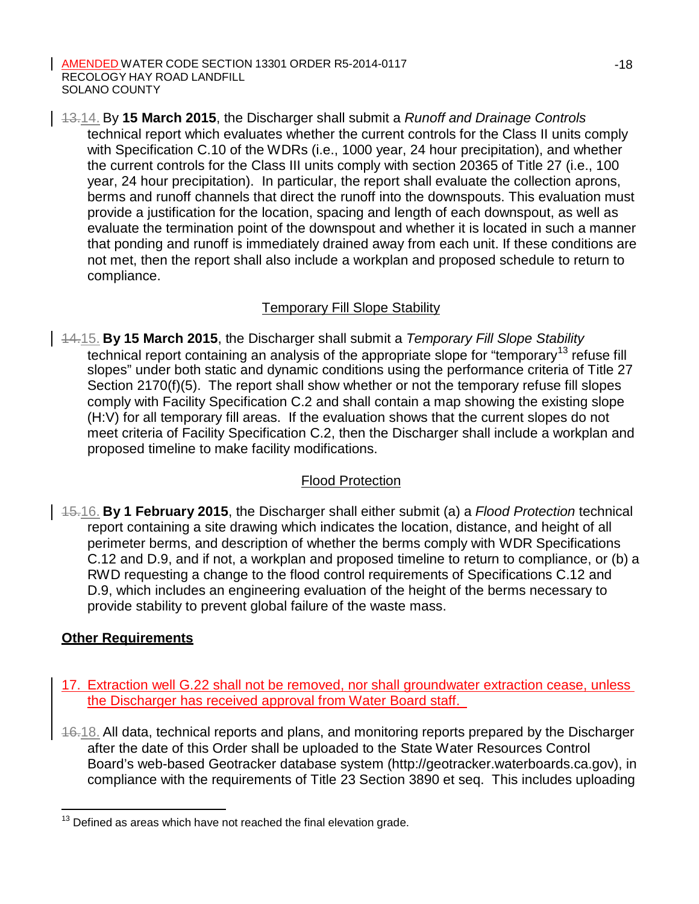13.14. By **15 March 2015**, the Discharger shall submit a *Runoff and Drainage Controls* technical report which evaluates whether the current controls for the Class II units comply with Specification C.10 of the WDRs (i.e., 1000 year, 24 hour precipitation), and whether the current controls for the Class III units comply with section 20365 of Title 27 (i.e., 100 year, 24 hour precipitation). In particular, the report shall evaluate the collection aprons, berms and runoff channels that direct the runoff into the downspouts. This evaluation must provide a justification for the location, spacing and length of each downspout, as well as evaluate the termination point of the downspout and whether it is located in such a manner that ponding and runoff is immediately drained away from each unit. If these conditions are not met, then the report shall also include a workplan and proposed schedule to return to compliance.

Temporary Fill Slope Stability

14.15. **By 15 March 2015**, the Discharger shall submit a *Temporary Fill Slope Stability* technical report containing an analysis of the appropriate slope for "temporary[13] refuse fill slopes" under both static and dynamic conditions using the performance criteria of Title 27 Section 2170(f)(5). The report shall show whether or not the temporary refuse fill slopes comply with Facility Specification C.2 and shall contain a map showing the existing slope (H:V) for all temporary fill areas. If the evaluation shows that the current slopes do not meet criteria of Facility Specification C.2, then the Discharger shall include a workplan and proposed timeline to make facility modifications.

Flood Protection

15.16. **By 1 February 2015**, the Discharger shall either submit (a) a *Flood Protection* technical report containing a site drawing which indicates the location, distance, and height of all perimeter berms, and description of whether the berms comply with WDR Specifications C.12 and D.9, and if not, a workplan and proposed timeline to return to compliance, or (b) a RWD requesting a change to the flood control requirements of Specifications C.12 and D.9, which includes an engineering evaluation of the height of the berms necessary to provide stability to prevent global failure of the waste mass.

**Other Requirements**

17. Extraction well G.22 shall not be removed, nor shall groundwater extraction cease, unless the Discharger has received approval from Water Board staff.

16.18. All data, technical reports and plans, and monitoring reports prepared by the Discharger after the date of this Order shall be uploaded to the State Water Resources Control Board's web-based Geotracker database system (http://geotracker.waterboards.ca.gov), in compliance with the requirements of Title 23 Section 3890 et seq. This includes uploading

[13] Defined as areas which have not reached the final elevation grade.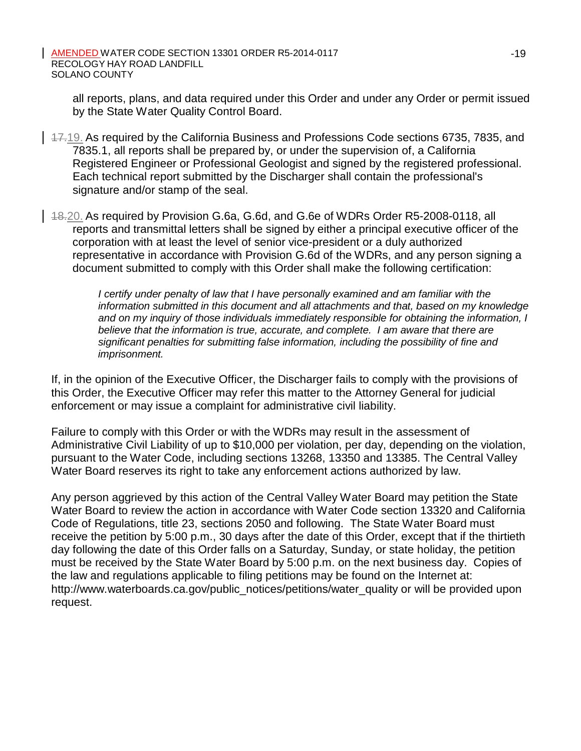all reports, plans, and data required under this Order and under any Order or permit issued by the State Water Quality Control Board.

~~17.~~19. As required by the California Business and Professions Code sections 6735, 7835, and 7835.1, all reports shall be prepared by, or under the supervision of, a California Registered Engineer or Professional Geologist and signed by the registered professional. Each technical report submitted by the Discharger shall contain the professional's signature and/or stamp of the seal.

~~18.~~20. As required by Provision G.6a, G.6d, and G.6e of WDRs Order R5-2008-0118, all reports and transmittal letters shall be signed by either a principal executive officer of the corporation with at least the level of senior vice-president or a duly authorized representative in accordance with Provision G.6d of the WDRs, and any person signing a document submitted to comply with this Order shall make the following certification:

> *I certify under penalty of law that I have personally examined and am familiar with the information submitted in this document and all attachments and that, based on my knowledge and on my inquiry of those individuals immediately responsible for obtaining the information, I believe that the information is true, accurate, and complete. I am aware that there are significant penalties for submitting false information, including the possibility of fine and imprisonment.*

If, in the opinion of the Executive Officer, the Discharger fails to comply with the provisions of this Order, the Executive Officer may refer this matter to the Attorney General for judicial enforcement or may issue a complaint for administrative civil liability.

Failure to comply with this Order or with the WDRs may result in the assessment of Administrative Civil Liability of up to $10,000 per violation, per day, depending on the violation, pursuant to the Water Code, including sections 13268, 13350 and 13385. The Central Valley Water Board reserves its right to take any enforcement actions authorized by law.

Any person aggrieved by this action of the Central Valley Water Board may petition the State Water Board to review the action in accordance with Water Code section 13320 and California Code of Regulations, title 23, sections 2050 and following. The State Water Board must receive the petition by 5:00 p.m., 30 days after the date of this Order, except that if the thirtieth day following the date of this Order falls on a Saturday, Sunday, or state holiday, the petition must be received by the State Water Board by 5:00 p.m. on the next business day. Copies of the law and regulations applicable to filing petitions may be found on the Internet at: http://www.waterboards.ca.gov/public_notices/petitions/water_quality or will be provided upon request.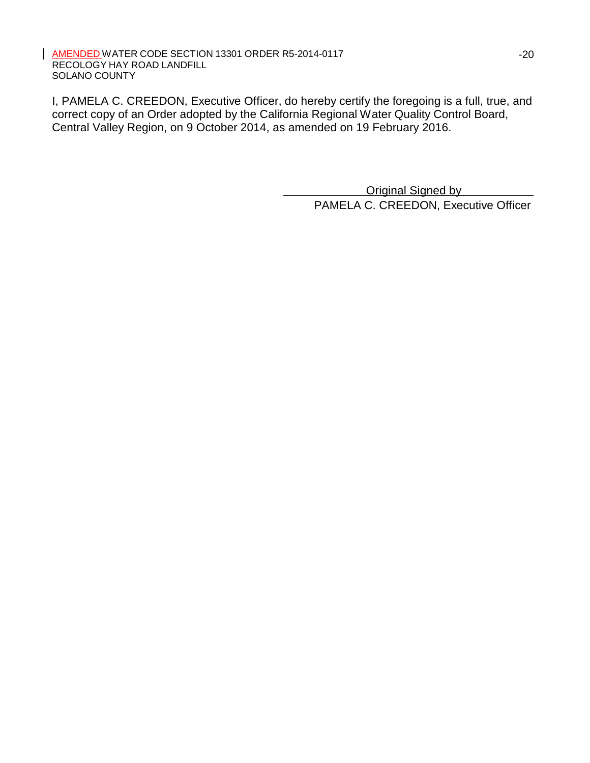I, PAMELA C. CREEDON, Executive Officer, do hereby certify the foregoing is a full, true, and correct copy of an Order adopted by the California Regional Water Quality Control Board, Central Valley Region, on 9 October 2014, as amended on 19 February 2016.

Original Signed by

PAMELA C. CREEDON, Executive Officer